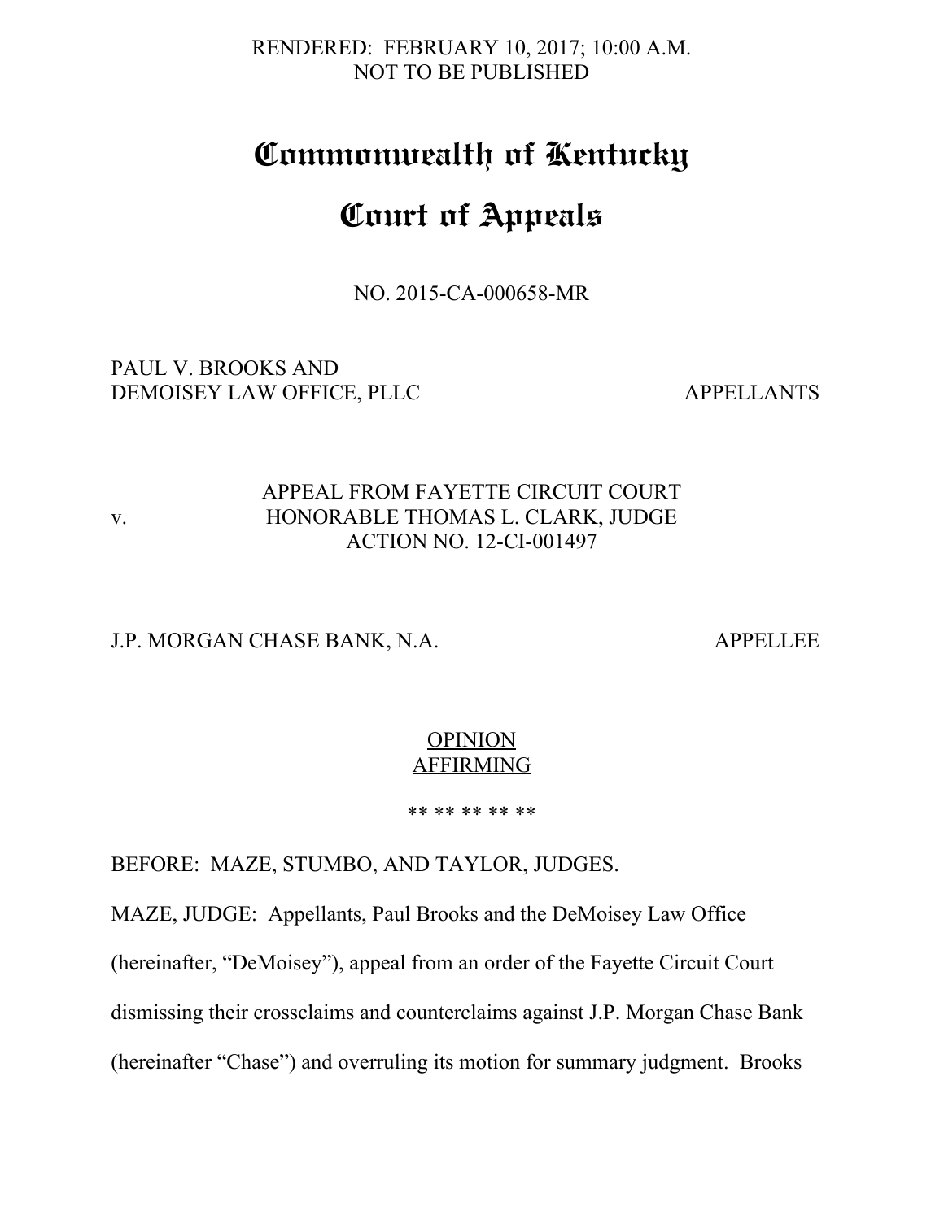RENDERED: FEBRUARY 10, 2017; 10:00 A.M.
NOT TO BE PUBLISHED

# Commonwealth of Kentucky

# Court of Appeals

NO. 2015-CA-000658-MR

PAUL V. BROOKS AND
DEMOISEY LAW OFFICE, PLLC APPELLANTS

v.

APPEAL FROM FAYETTE CIRCUIT COURT
HONORABLE THOMAS L. CLARK, JUDGE
ACTION NO. 12-CI-001497

J.P. MORGAN CHASE BANK, N.A. APPELLEE

OPINION
AFFIRMING

** ** ** ** **

BEFORE: MAZE, STUMBO, AND TAYLOR, JUDGES.

MAZE, JUDGE: Appellants, Paul Brooks and the DeMoisey Law Office (hereinafter, "DeMoisey"), appeal from an order of the Fayette Circuit Court dismissing their crossclaims and counterclaims against J.P. Morgan Chase Bank (hereinafter "Chase") and overruling its motion for summary judgment. Brooks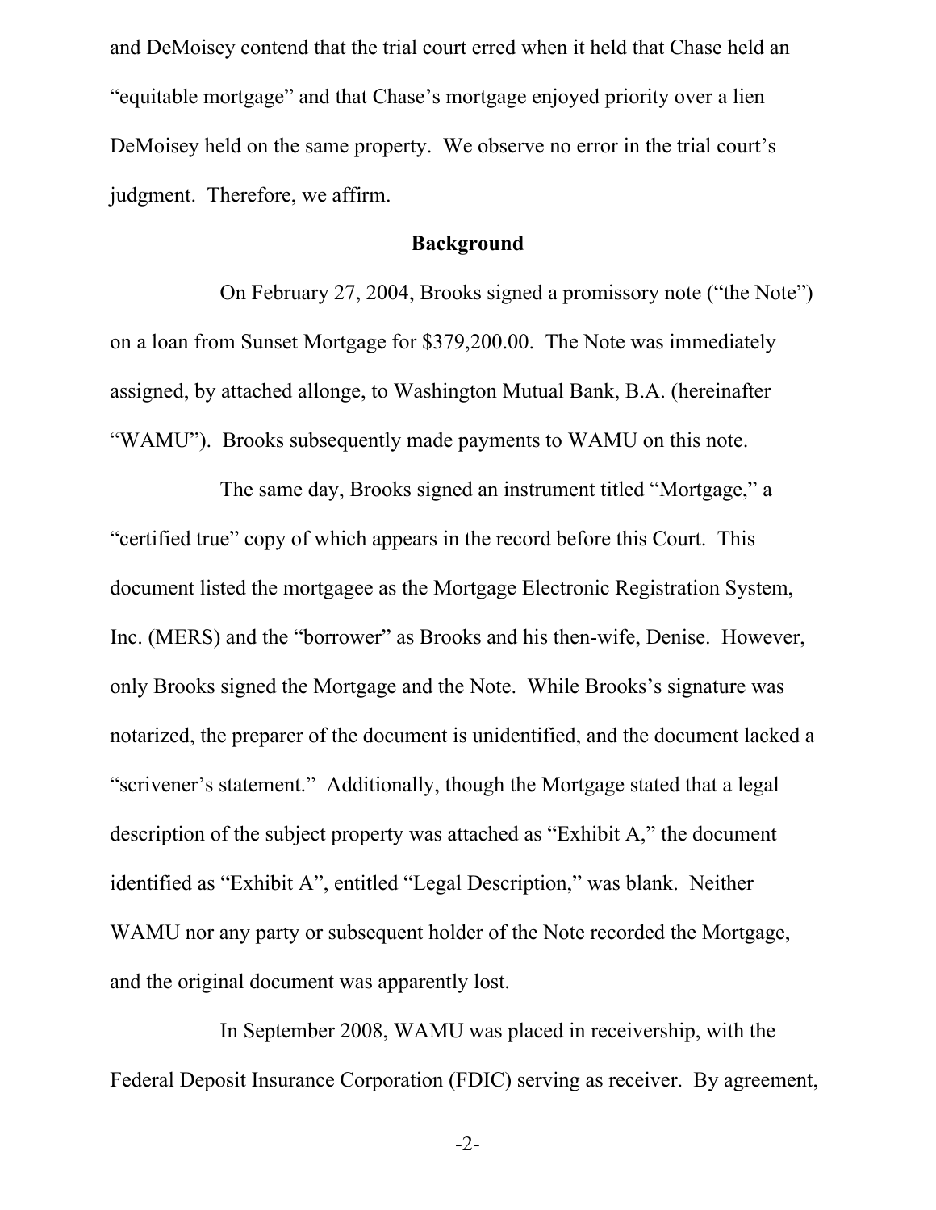and DeMoisey contend that the trial court erred when it held that Chase held an "equitable mortgage" and that Chase's mortgage enjoyed priority over a lien DeMoisey held on the same property. We observe no error in the trial court's judgment. Therefore, we affirm.

## Background

On February 27, 2004, Brooks signed a promissory note ("the Note") on a loan from Sunset Mortgage for $379,200.00. The Note was immediately assigned, by attached allonge, to Washington Mutual Bank, B.A. (hereinafter "WAMU"). Brooks subsequently made payments to WAMU on this note.

The same day, Brooks signed an instrument titled "Mortgage," a "certified true" copy of which appears in the record before this Court. This document listed the mortgagee as the Mortgage Electronic Registration System, Inc. (MERS) and the "borrower" as Brooks and his then-wife, Denise. However, only Brooks signed the Mortgage and the Note. While Brooks's signature was notarized, the preparer of the document is unidentified, and the document lacked a "scrivener's statement." Additionally, though the Mortgage stated that a legal description of the subject property was attached as "Exhibit A," the document identified as "Exhibit A", entitled "Legal Description," was blank. Neither WAMU nor any party or subsequent holder of the Note recorded the Mortgage, and the original document was apparently lost.

In September 2008, WAMU was placed in receivership, with the Federal Deposit Insurance Corporation (FDIC) serving as receiver. By agreement,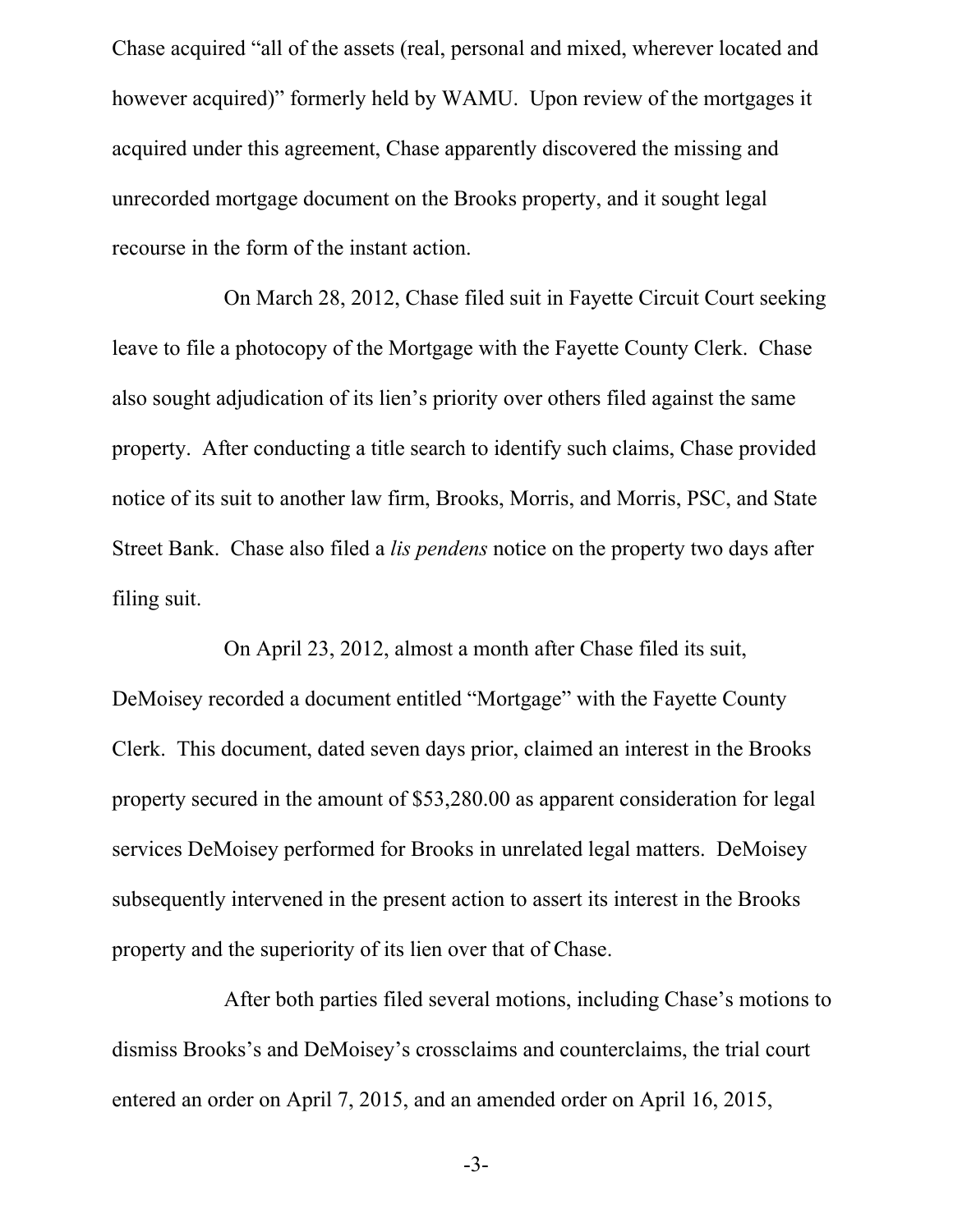Chase acquired "all of the assets (real, personal and mixed, wherever located and however acquired)" formerly held by WAMU. Upon review of the mortgages it acquired under this agreement, Chase apparently discovered the missing and unrecorded mortgage document on the Brooks property, and it sought legal recourse in the form of the instant action.

On March 28, 2012, Chase filed suit in Fayette Circuit Court seeking leave to file a photocopy of the Mortgage with the Fayette County Clerk. Chase also sought adjudication of its lien's priority over others filed against the same property. After conducting a title search to identify such claims, Chase provided notice of its suit to another law firm, Brooks, Morris, and Morris, PSC, and State Street Bank. Chase also filed a *lis pendens* notice on the property two days after filing suit.

On April 23, 2012, almost a month after Chase filed its suit, DeMoisey recorded a document entitled "Mortgage" with the Fayette County Clerk. This document, dated seven days prior, claimed an interest in the Brooks property secured in the amount of $53,280.00 as apparent consideration for legal services DeMoisey performed for Brooks in unrelated legal matters. DeMoisey subsequently intervened in the present action to assert its interest in the Brooks property and the superiority of its lien over that of Chase.

After both parties filed several motions, including Chase's motions to dismiss Brooks's and DeMoisey's crossclaims and counterclaims, the trial court entered an order on April 7, 2015, and an amended order on April 16, 2015,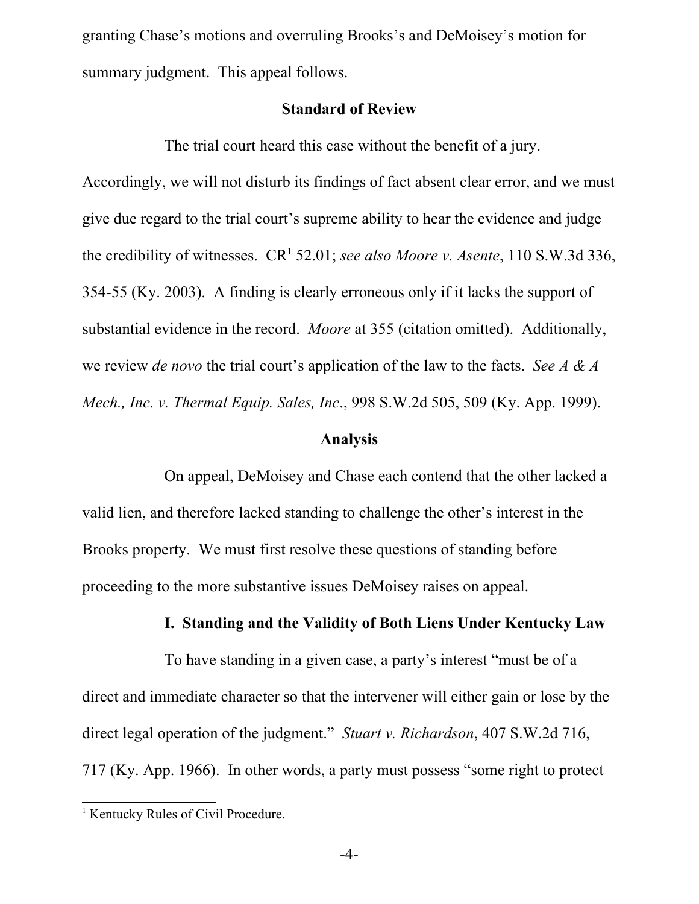granting Chase's motions and overruling Brooks's and DeMoisey's motion for summary judgment. This appeal follows.

## Standard of Review

The trial court heard this case without the benefit of a jury. Accordingly, we will not disturb its findings of fact absent clear error, and we must give due regard to the trial court's supreme ability to hear the evidence and judge the credibility of witnesses. CR[1] 52.01; *see also Moore v. Asente*, 110 S.W.3d 336, 354-55 (Ky. 2003). A finding is clearly erroneous only if it lacks the support of substantial evidence in the record. *Moore* at 355 (citation omitted). Additionally, we review *de novo* the trial court's application of the law to the facts. *See A & A Mech., Inc. v. Thermal Equip. Sales, Inc*., 998 S.W.2d 505, 509 (Ky. App. 1999).

## Analysis

On appeal, DeMoisey and Chase each contend that the other lacked a valid lien, and therefore lacked standing to challenge the other's interest in the Brooks property. We must first resolve these questions of standing before proceeding to the more substantive issues DeMoisey raises on appeal.

### I. Standing and the Validity of Both Liens Under Kentucky Law

To have standing in a given case, a party's interest "must be of a direct and immediate character so that the intervener will either gain or lose by the direct legal operation of the judgment." *Stuart v. Richardson*, 407 S.W.2d 716, 717 (Ky. App. 1966). In other words, a party must possess "some right to protect

[1] Kentucky Rules of Civil Procedure.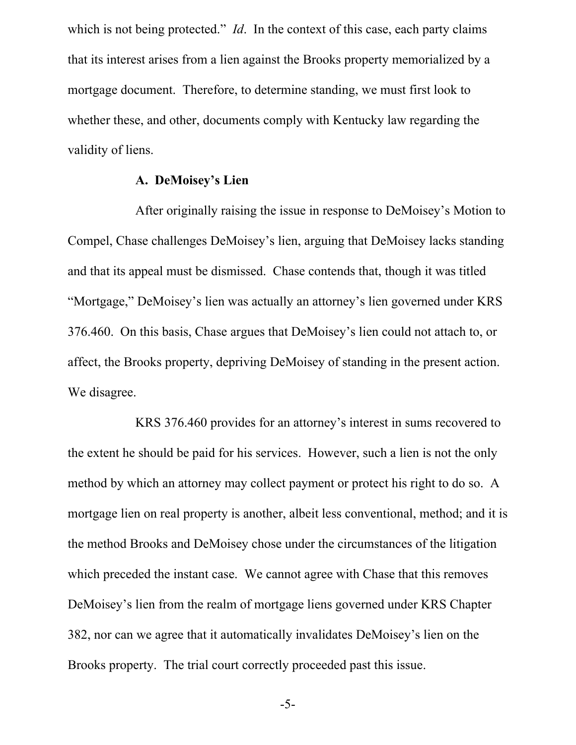which is not being protected." *Id*. In the context of this case, each party claims that its interest arises from a lien against the Brooks property memorialized by a mortgage document. Therefore, to determine standing, we must first look to whether these, and other, documents comply with Kentucky law regarding the validity of liens.

### A. DeMoisey's Lien

After originally raising the issue in response to DeMoisey's Motion to Compel, Chase challenges DeMoisey's lien, arguing that DeMoisey lacks standing and that its appeal must be dismissed. Chase contends that, though it was titled "Mortgage," DeMoisey's lien was actually an attorney's lien governed under KRS 376.460. On this basis, Chase argues that DeMoisey's lien could not attach to, or affect, the Brooks property, depriving DeMoisey of standing in the present action. We disagree.

KRS 376.460 provides for an attorney's interest in sums recovered to the extent he should be paid for his services. However, such a lien is not the only method by which an attorney may collect payment or protect his right to do so. A mortgage lien on real property is another, albeit less conventional, method; and it is the method Brooks and DeMoisey chose under the circumstances of the litigation which preceded the instant case. We cannot agree with Chase that this removes DeMoisey's lien from the realm of mortgage liens governed under KRS Chapter 382, nor can we agree that it automatically invalidates DeMoisey's lien on the Brooks property. The trial court correctly proceeded past this issue.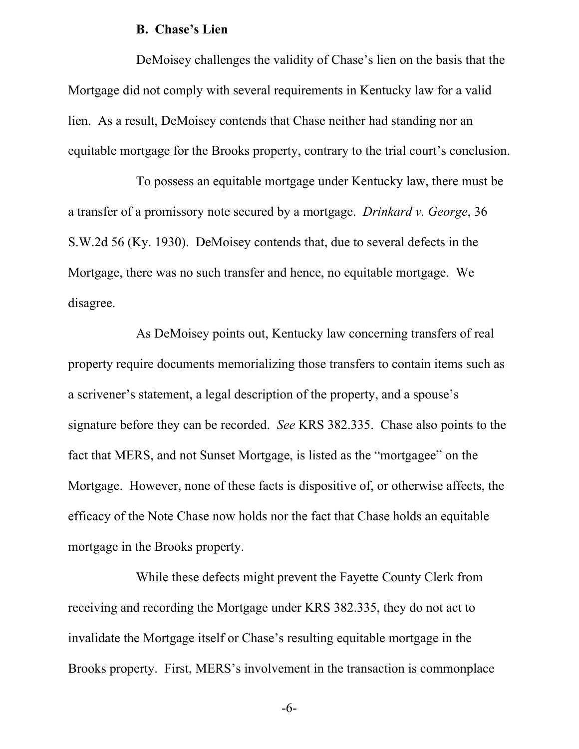### B. Chase's Lien

DeMoisey challenges the validity of Chase's lien on the basis that the Mortgage did not comply with several requirements in Kentucky law for a valid lien. As a result, DeMoisey contends that Chase neither had standing nor an equitable mortgage for the Brooks property, contrary to the trial court's conclusion.

To possess an equitable mortgage under Kentucky law, there must be a transfer of a promissory note secured by a mortgage. *Drinkard v. George*, 36 S.W.2d 56 (Ky. 1930). DeMoisey contends that, due to several defects in the Mortgage, there was no such transfer and hence, no equitable mortgage. We disagree.

As DeMoisey points out, Kentucky law concerning transfers of real property require documents memorializing those transfers to contain items such as a scrivener's statement, a legal description of the property, and a spouse's signature before they can be recorded. *See* KRS 382.335. Chase also points to the fact that MERS, and not Sunset Mortgage, is listed as the "mortgagee" on the Mortgage. However, none of these facts is dispositive of, or otherwise affects, the efficacy of the Note Chase now holds nor the fact that Chase holds an equitable mortgage in the Brooks property.

While these defects might prevent the Fayette County Clerk from receiving and recording the Mortgage under KRS 382.335, they do not act to invalidate the Mortgage itself or Chase's resulting equitable mortgage in the Brooks property. First, MERS's involvement in the transaction is commonplace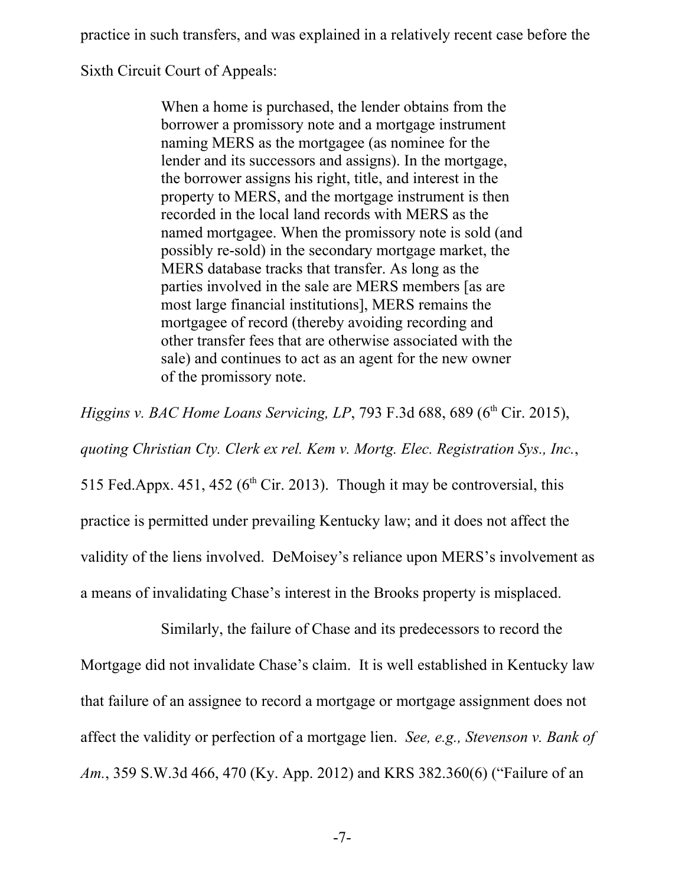practice in such transfers, and was explained in a relatively recent case before the Sixth Circuit Court of Appeals:

> When a home is purchased, the lender obtains from the borrower a promissory note and a mortgage instrument naming MERS as the mortgagee (as nominee for the lender and its successors and assigns). In the mortgage, the borrower assigns his right, title, and interest in the property to MERS, and the mortgage instrument is then recorded in the local land records with MERS as the named mortgagee. When the promissory note is sold (and possibly re-sold) in the secondary mortgage market, the MERS database tracks that transfer. As long as the parties involved in the sale are MERS members [as are most large financial institutions], MERS remains the mortgagee of record (thereby avoiding recording and other transfer fees that are otherwise associated with the sale) and continues to act as an agent for the new owner of the promissory note.

*Higgins v. BAC Home Loans Servicing, LP*, 793 F.3d 688, 689 (6th Cir. 2015), *quoting Christian Cty. Clerk ex rel. Kem v. Mortg. Elec. Registration Sys., Inc.*, 515 Fed.Appx. 451, 452 (6th Cir. 2013). Though it may be controversial, this practice is permitted under prevailing Kentucky law; and it does not affect the validity of the liens involved. DeMoisey's reliance upon MERS's involvement as a means of invalidating Chase's interest in the Brooks property is misplaced.

Similarly, the failure of Chase and its predecessors to record the Mortgage did not invalidate Chase's claim. It is well established in Kentucky law that failure of an assignee to record a mortgage or mortgage assignment does not affect the validity or perfection of a mortgage lien. *See, e.g., Stevenson v. Bank of Am.*, 359 S.W.3d 466, 470 (Ky. App. 2012) and KRS 382.360(6) ("Failure of an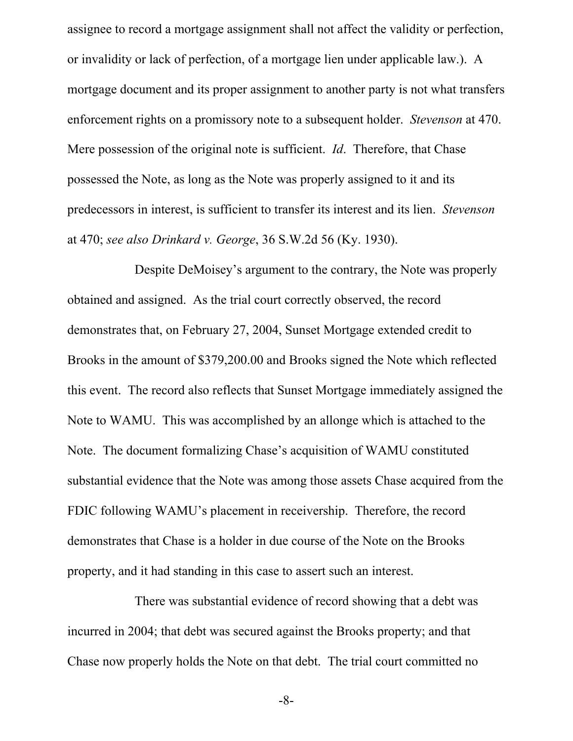assignee to record a mortgage assignment shall not affect the validity or perfection, or invalidity or lack of perfection, of a mortgage lien under applicable law.). A mortgage document and its proper assignment to another party is not what transfers enforcement rights on a promissory note to a subsequent holder. *Stevenson* at 470. Mere possession of the original note is sufficient. *Id*. Therefore, that Chase possessed the Note, as long as the Note was properly assigned to it and its predecessors in interest, is sufficient to transfer its interest and its lien. *Stevenson* at 470; *see also Drinkard v. George*, 36 S.W.2d 56 (Ky. 1930).

Despite DeMoisey's argument to the contrary, the Note was properly obtained and assigned. As the trial court correctly observed, the record demonstrates that, on February 27, 2004, Sunset Mortgage extended credit to Brooks in the amount of $379,200.00 and Brooks signed the Note which reflected this event. The record also reflects that Sunset Mortgage immediately assigned the Note to WAMU. This was accomplished by an allonge which is attached to the Note. The document formalizing Chase's acquisition of WAMU constituted substantial evidence that the Note was among those assets Chase acquired from the FDIC following WAMU's placement in receivership. Therefore, the record demonstrates that Chase is a holder in due course of the Note on the Brooks property, and it had standing in this case to assert such an interest.

There was substantial evidence of record showing that a debt was incurred in 2004; that debt was secured against the Brooks property; and that Chase now properly holds the Note on that debt. The trial court committed no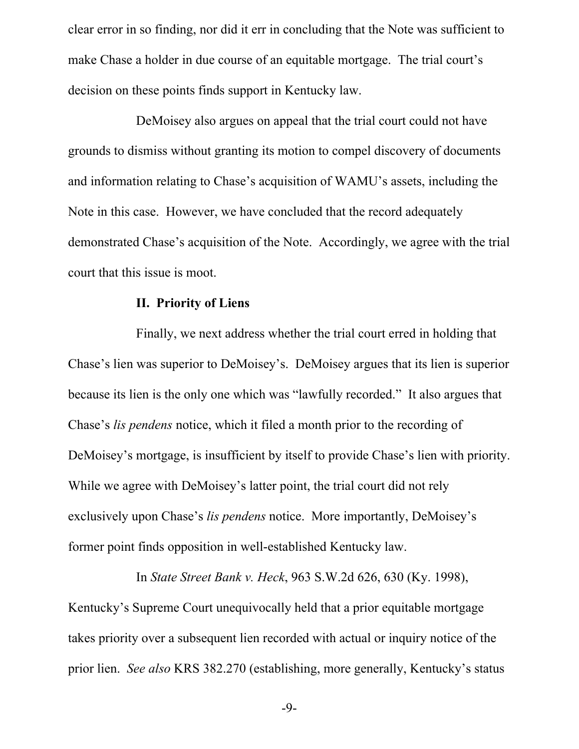clear error in so finding, nor did it err in concluding that the Note was sufficient to make Chase a holder in due course of an equitable mortgage. The trial court's decision on these points finds support in Kentucky law.

DeMoisey also argues on appeal that the trial court could not have grounds to dismiss without granting its motion to compel discovery of documents and information relating to Chase's acquisition of WAMU's assets, including the Note in this case. However, we have concluded that the record adequately demonstrated Chase's acquisition of the Note. Accordingly, we agree with the trial court that this issue is moot.

**II. Priority of Liens**

Finally, we next address whether the trial court erred in holding that Chase's lien was superior to DeMoisey's. DeMoisey argues that its lien is superior because its lien is the only one which was "lawfully recorded." It also argues that Chase's *lis pendens* notice, which it filed a month prior to the recording of DeMoisey's mortgage, is insufficient by itself to provide Chase's lien with priority. While we agree with DeMoisey's latter point, the trial court did not rely exclusively upon Chase's *lis pendens* notice. More importantly, DeMoisey's former point finds opposition in well-established Kentucky law.

In *State Street Bank v. Heck*, 963 S.W.2d 626, 630 (Ky. 1998), Kentucky's Supreme Court unequivocally held that a prior equitable mortgage takes priority over a subsequent lien recorded with actual or inquiry notice of the prior lien. *See also* KRS 382.270 (establishing, more generally, Kentucky's status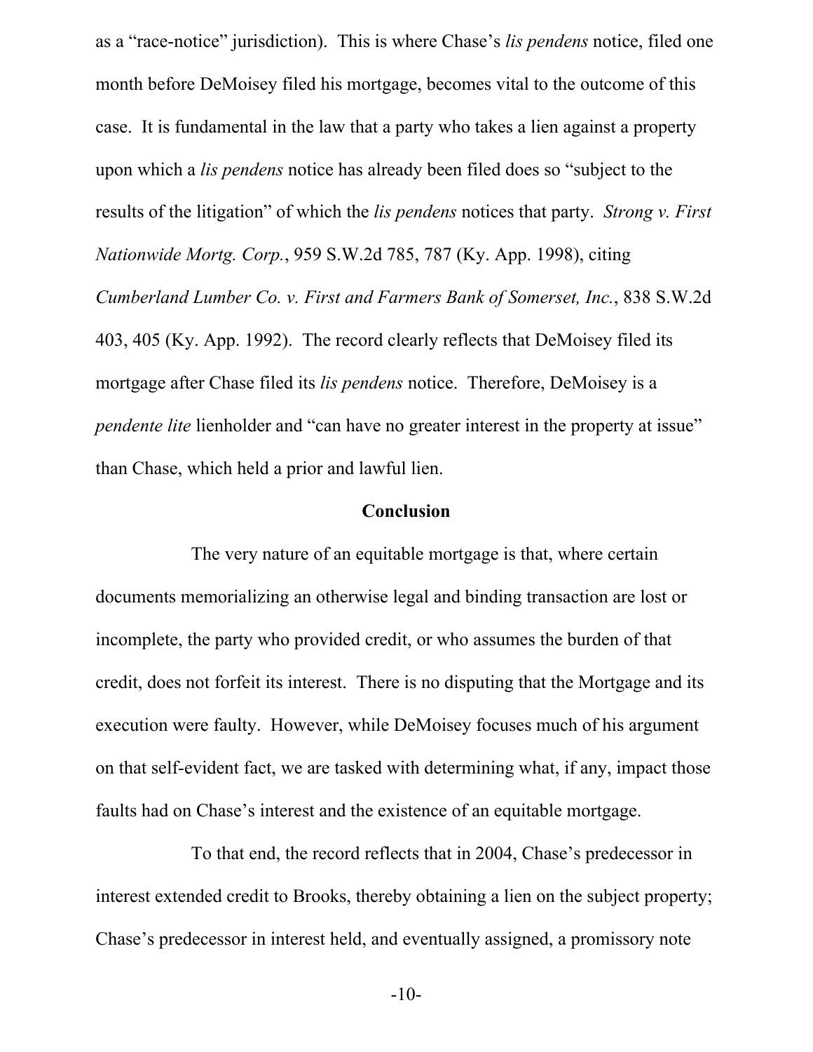as a "race-notice" jurisdiction). This is where Chase's *lis pendens* notice, filed one month before DeMoisey filed his mortgage, becomes vital to the outcome of this case. It is fundamental in the law that a party who takes a lien against a property upon which a *lis pendens* notice has already been filed does so "subject to the results of the litigation" of which the *lis pendens* notices that party. *Strong v. First Nationwide Mortg. Corp.*, 959 S.W.2d 785, 787 (Ky. App. 1998), citing *Cumberland Lumber Co. v. First and Farmers Bank of Somerset, Inc.*, 838 S.W.2d 403, 405 (Ky. App. 1992). The record clearly reflects that DeMoisey filed its mortgage after Chase filed its *lis pendens* notice. Therefore, DeMoisey is a *pendente lite* lienholder and "can have no greater interest in the property at issue" than Chase, which held a prior and lawful lien.

## Conclusion

The very nature of an equitable mortgage is that, where certain documents memorializing an otherwise legal and binding transaction are lost or incomplete, the party who provided credit, or who assumes the burden of that credit, does not forfeit its interest. There is no disputing that the Mortgage and its execution were faulty. However, while DeMoisey focuses much of his argument on that self-evident fact, we are tasked with determining what, if any, impact those faults had on Chase's interest and the existence of an equitable mortgage.

To that end, the record reflects that in 2004, Chase's predecessor in interest extended credit to Brooks, thereby obtaining a lien on the subject property; Chase's predecessor in interest held, and eventually assigned, a promissory note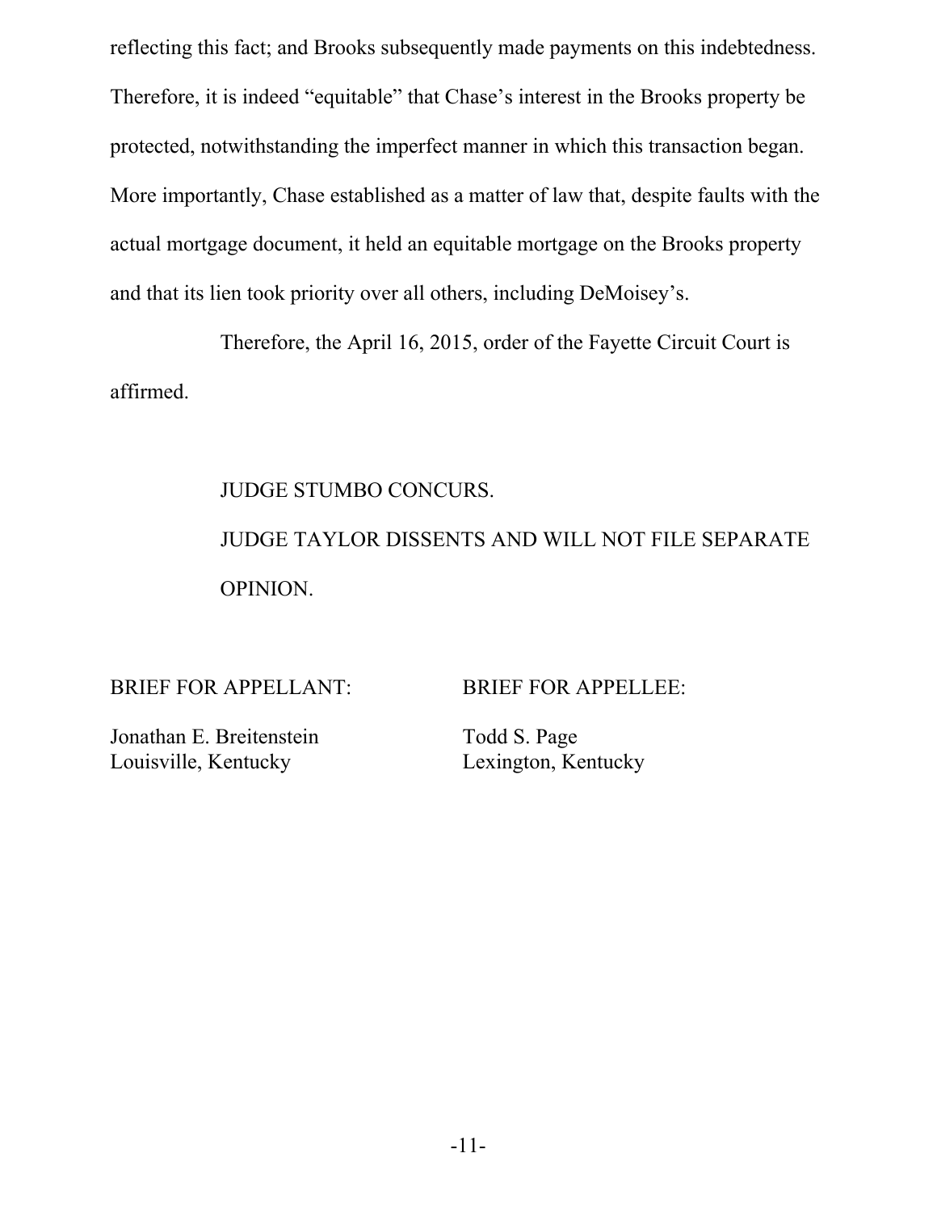reflecting this fact; and Brooks subsequently made payments on this indebtedness. Therefore, it is indeed "equitable" that Chase's interest in the Brooks property be protected, notwithstanding the imperfect manner in which this transaction began. More importantly, Chase established as a matter of law that, despite faults with the actual mortgage document, it held an equitable mortgage on the Brooks property and that its lien took priority over all others, including DeMoisey's.

Therefore, the April 16, 2015, order of the Fayette Circuit Court is affirmed.

JUDGE STUMBO CONCURS.

JUDGE TAYLOR DISSENTS AND WILL NOT FILE SEPARATE OPINION.

BRIEF FOR APPELLANT:

Jonathan E. Breitenstein
Louisville, Kentucky

BRIEF FOR APPELLEE:

Todd S. Page
Lexington, Kentucky